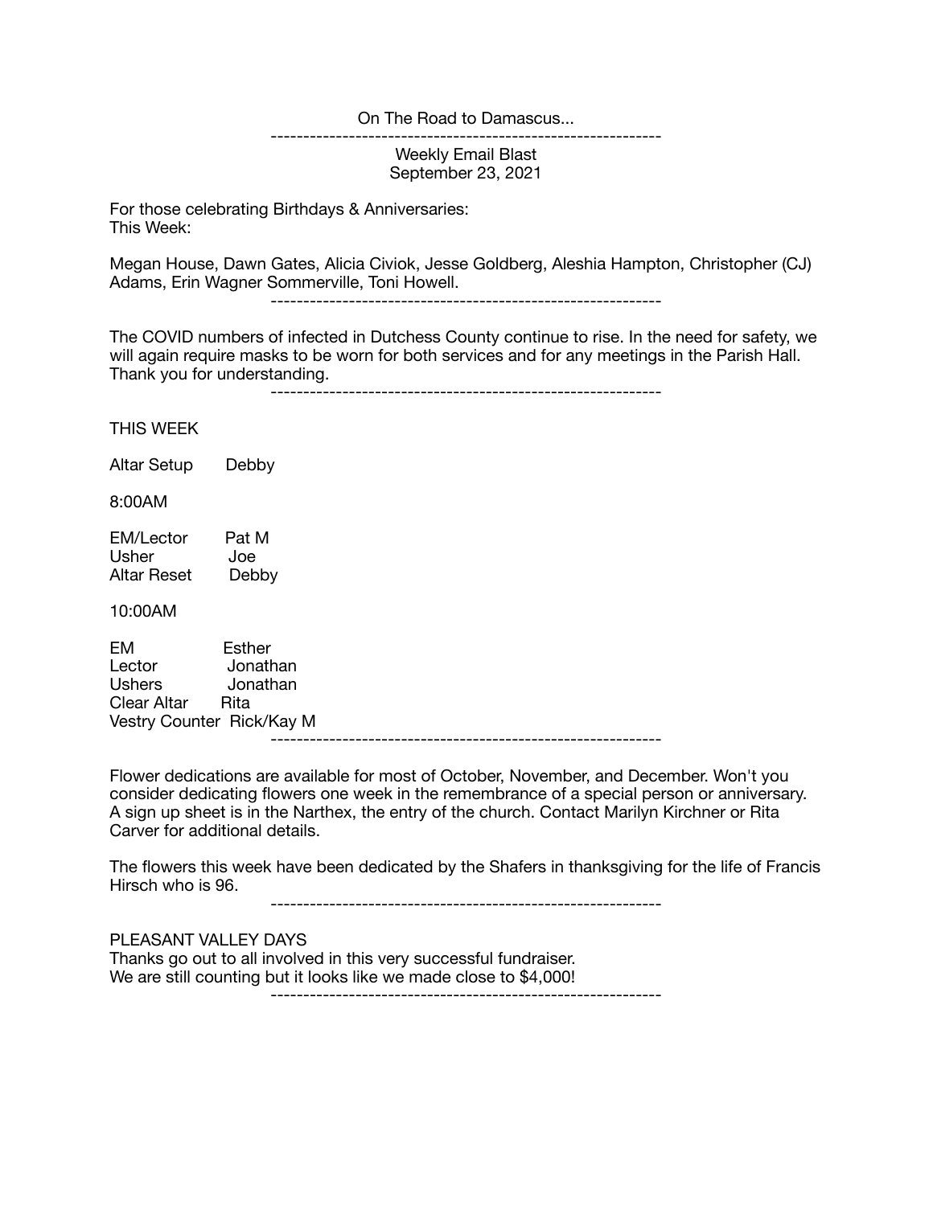On The Road to Damascus...

------------------------------------------------------------

Weekly Email Blast
September 23, 2021

For those celebrating Birthdays & Anniversaries:
This Week:

Megan House, Dawn Gates, Alicia Civiok, Jesse Goldberg, Aleshia Hampton, Christopher (CJ) Adams, Erin Wagner Sommerville, Toni Howell.

------------------------------------------------------------

The COVID numbers of infected in Dutchess County continue to rise. In the need for safety, we will again require masks to be worn for both services and for any meetings in the Parish Hall. Thank you for understanding.

------------------------------------------------------------

THIS WEEK

Altar Setup Debby

8:00AM

EM/Lector Pat M
Usher Joe
Altar Reset Debby

10:00AM

EM Esther
Lector Jonathan
Ushers Jonathan
Clear Altar Rita
Vestry Counter Rick/Kay M

------------------------------------------------------------

Flower dedications are available for most of October, November, and December. Won't you consider dedicating flowers one week in the remembrance of a special person or anniversary. A sign up sheet is in the Narthex, the entry of the church. Contact Marilyn Kirchner or Rita Carver for additional details.

The flowers this week have been dedicated by the Shafers in thanksgiving for the life of Francis Hirsch who is 96.

------------------------------------------------------------

PLEASANT VALLEY DAYS
Thanks go out to all involved in this very successful fundraiser.
We are still counting but it looks like we made close to $4,000!

------------------------------------------------------------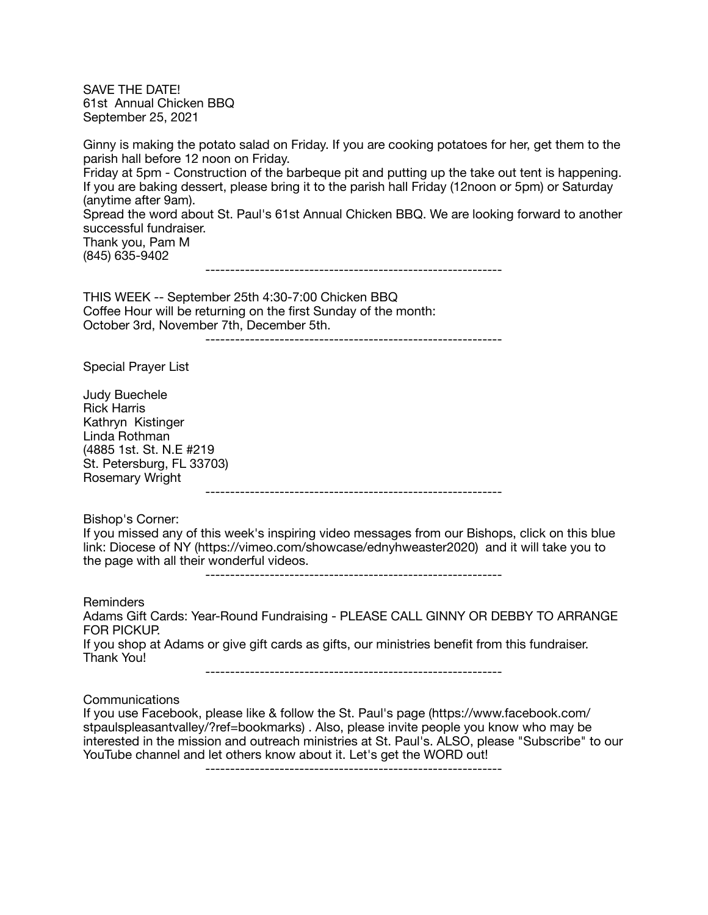SAVE THE DATE!
61st Annual Chicken BBQ
September 25, 2021

Ginny is making the potato salad on Friday. If you are cooking potatoes for her, get them to the parish hall before 12 noon on Friday.
Friday at 5pm - Construction of the barbeque pit and putting up the take out tent is happening.
If you are baking dessert, please bring it to the parish hall Friday (12noon or 5pm) or Saturday (anytime after 9am).
Spread the word about St. Paul's 61st Annual Chicken BBQ. We are looking forward to another successful fundraiser.
Thank you, Pam M
(845) 635-9402

------------------------------------------------------------

THIS WEEK -- September 25th 4:30-7:00 Chicken BBQ
Coffee Hour will be returning on the first Sunday of the month:
October 3rd, November 7th, December 5th.

------------------------------------------------------------

Special Prayer List

Judy Buechele
Rick Harris
Kathryn Kistinger
Linda Rothman
(4885 1st. St. N.E #219
St. Petersburg, FL 33703)
Rosemary Wright

------------------------------------------------------------

Bishop's Corner:
If you missed any of this week's inspiring video messages from our Bishops, click on this blue link: Diocese of NY (https://vimeo.com/showcase/ednyhweaster2020) and it will take you to the page with all their wonderful videos.

------------------------------------------------------------

Reminders
Adams Gift Cards: Year-Round Fundraising - PLEASE CALL GINNY OR DEBBY TO ARRANGE FOR PICKUP.
If you shop at Adams or give gift cards as gifts, our ministries benefit from this fundraiser.
Thank You!

------------------------------------------------------------

Communications
If you use Facebook, please like & follow the St. Paul's page (https://www.facebook.com/stpaulspleasantvalley/?ref=bookmarks) . Also, please invite people you know who may be interested in the mission and outreach ministries at St. Paul's. ALSO, please "Subscribe" to our YouTube channel and let others know about it. Let's get the WORD out!

------------------------------------------------------------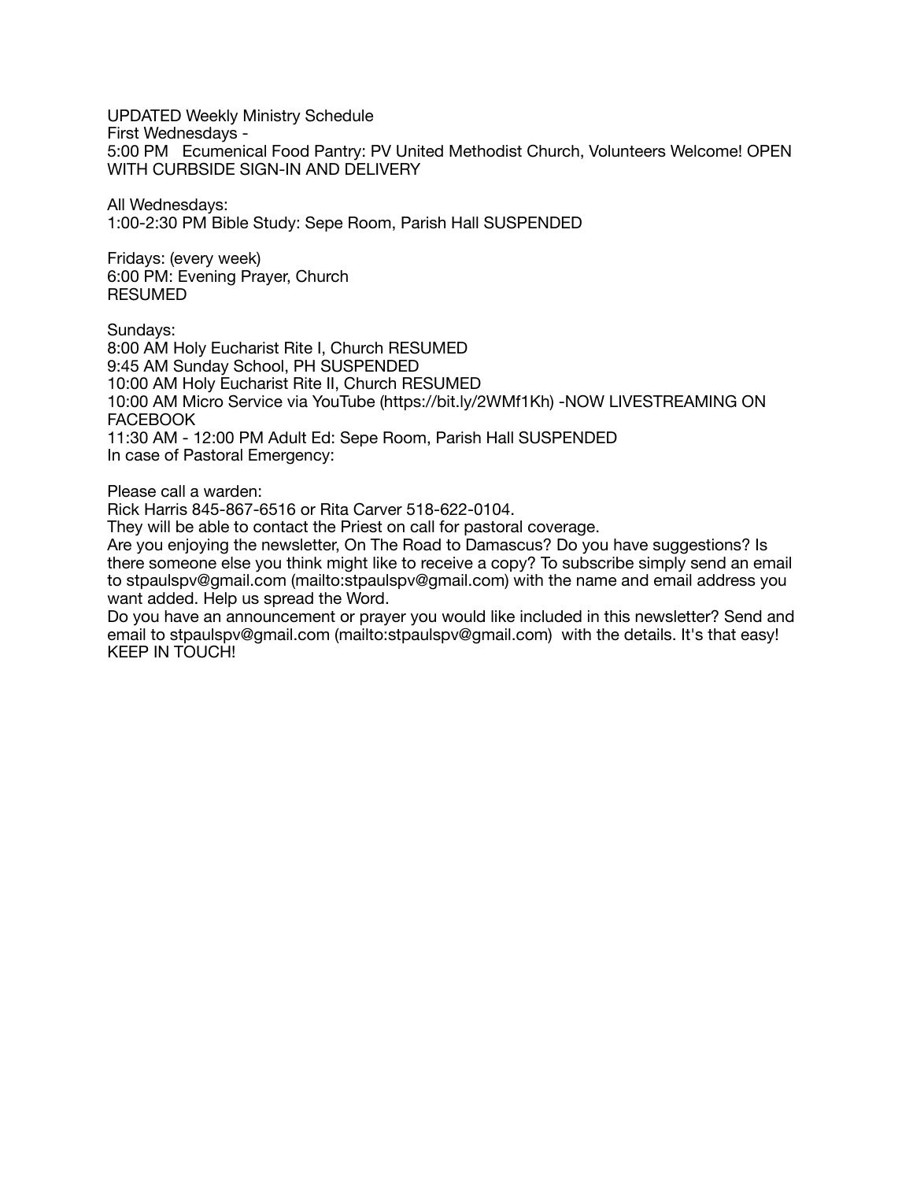UPDATED Weekly Ministry Schedule
First Wednesdays -
5:00 PM Ecumenical Food Pantry: PV United Methodist Church, Volunteers Welcome! OPEN WITH CURBSIDE SIGN-IN AND DELIVERY

All Wednesdays:
1:00-2:30 PM Bible Study: Sepe Room, Parish Hall SUSPENDED

Fridays: (every week)
6:00 PM: Evening Prayer, Church
RESUMED

Sundays:
8:00 AM Holy Eucharist Rite I, Church RESUMED
9:45 AM Sunday School, PH SUSPENDED
10:00 AM Holy Eucharist Rite II, Church RESUMED
10:00 AM Micro Service via YouTube (https://bit.ly/2WMf1Kh) -NOW LIVESTREAMING ON FACEBOOK
11:30 AM - 12:00 PM Adult Ed: Sepe Room, Parish Hall SUSPENDED
In case of Pastoral Emergency:

Please call a warden:
Rick Harris 845-867-6516 or Rita Carver 518-622-0104.
They will be able to contact the Priest on call for pastoral coverage.
Are you enjoying the newsletter, On The Road to Damascus? Do you have suggestions? Is there someone else you think might like to receive a copy? To subscribe simply send an email to stpaulspv@gmail.com (mailto:stpaulspv@gmail.com) with the name and email address you want added. Help us spread the Word.
Do you have an announcement or prayer you would like included in this newsletter? Send and email to stpaulspv@gmail.com (mailto:stpaulspv@gmail.com) with the details. It's that easy!
KEEP IN TOUCH!